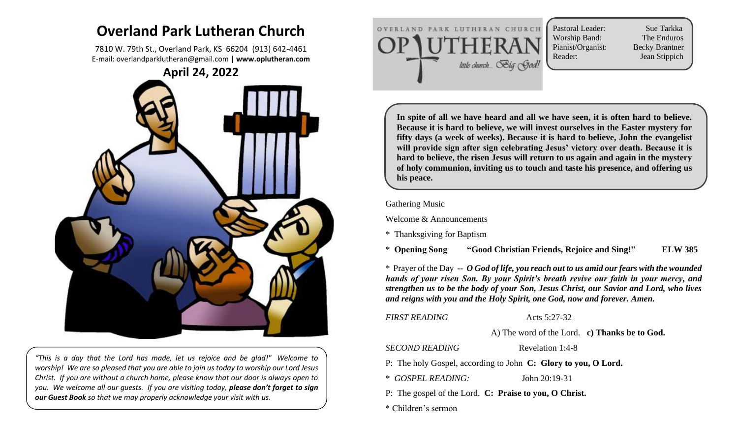# Overland Park Lutheran Church

7810 W. 79th St., Overland Park, KS 66204 (913) 642-4461
E-mail: overlandparklutheran@gmail.com | **www.oplutheran.com**

## April 24, 2022

*"This is a day that the Lord has made, let us rejoice and be glad!" Welcome to worship! We are so pleased that you are able to join us today to worship our Lord Jesus Christ. If you are without a church home, please know that our door is always open to you. We welcome all our guests. If you are visiting today, **please don't forget to sign our Guest Book** so that we may properly acknowledge your visit with us.*

OVERLAND PARK LUTHERAN CHURCH
OP LUTHERAN
little church... Big God!

| | |
|---|---|
| Pastoral Leader: | Sue Tarkka |
| Worship Band: | The Enduros |
| Pianist/Organist: | Becky Brantner |
| Reader: | Jean Stippich |

**In spite of all we have heard and all we have seen, it is often hard to believe. Because it is hard to believe, we will invest ourselves in the Easter mystery for fifty days (a week of weeks). Because it is hard to believe, John the evangelist will provide sign after sign celebrating Jesus' victory over death. Because it is hard to believe, the risen Jesus will return to us again and again in the mystery of holy communion, inviting us to touch and taste his presence, and offering us his peace.**

Gathering Music

Welcome & Announcements

\* Thanksgiving for Baptism

\* **Opening Song "Good Christian Friends, Rejoice and Sing!" ELW 385**

\* Prayer of the Day -- ***O God of life, you reach out to us amid our fears with the wounded hands of your risen Son. By your Spirit's breath revive our faith in your mercy, and strengthen us to be the body of your Son, Jesus Christ, our Savior and Lord, who lives and reigns with you and the Holy Spirit, one God, now and forever. Amen.***

*FIRST READING* Acts 5:27-32

A) The word of the Lord. **c) Thanks be to God.**

*SECOND READING* Revelation 1:4-8

P: The holy Gospel, according to John **C: Glory to you, O Lord.**

\* *GOSPEL READING:* John 20:19-31

P: The gospel of the Lord. **C: Praise to you, O Christ.**

\* Children's sermon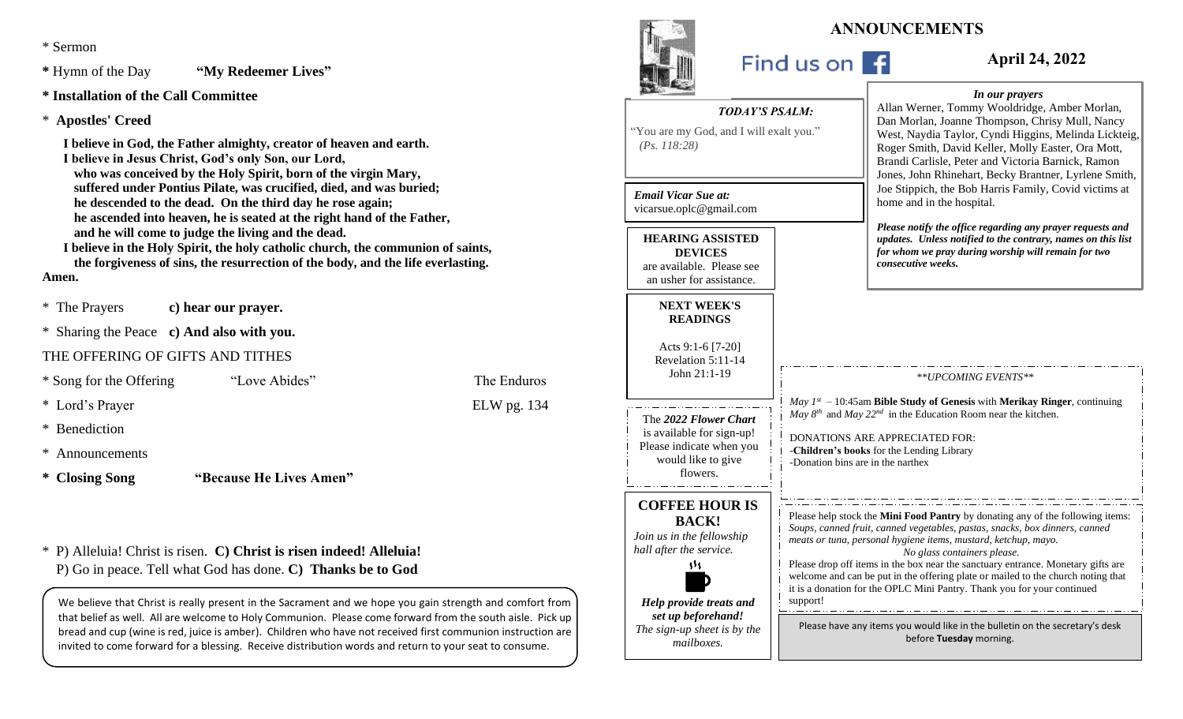\* Sermon

**\*** Hymn of the Day **"My Redeemer Lives"**

**\* Installation of the Call Committee**

\* **Apostles' Creed**

**I believe in God, the Father almighty, creator of heaven and earth.**
**I believe in Jesus Christ, God's only Son, our Lord,**
**who was conceived by the Holy Spirit, born of the virgin Mary,**
**suffered under Pontius Pilate, was crucified, died, and was buried;**
**he descended to the dead. On the third day he rose again;**
**he ascended into heaven, he is seated at the right hand of the Father,**
**and he will come to judge the living and the dead.**
**I believe in the Holy Spirit, the holy catholic church, the communion of saints,**
**the forgiveness of sins, the resurrection of the body, and the life everlasting.**
**Amen.**

\* The Prayers **c) hear our prayer.**

\* Sharing the Peace **c) And also with you.**

THE OFFERING OF GIFTS AND TITHES

\* Song for the Offering "Love Abides" The Enduros

\* Lord's Prayer ELW pg. 134

\* Benediction

\* Announcements

**\* Closing Song "Because He Lives Amen"**

\* P) Alleluia! Christ is risen. **C) Christ is risen indeed! Alleluia!**
P) Go in peace. Tell what God has done. **C) Thanks be to God**

We believe that Christ is really present in the Sacrament and we hope you gain strength and comfort from that belief as well. All are welcome to Holy Communion. Please come forward from the south aisle. Pick up bread and cup (wine is red, juice is amber). Children who have not received first communion instruction are invited to come forward for a blessing. Receive distribution words and return to your seat to consume.

# ANNOUNCEMENTS

Find us on f

## April 24, 2022

***TODAY'S PSALM:***

"You are my God, and I will exalt you." *(Ps. 118:28)*

***Email Vicar Sue at:***
vicarsue.oplc@gmail.com

**HEARING ASSISTED DEVICES**
are available. Please see an usher for assistance.

**NEXT WEEK'S READINGS**

Acts 9:1-6 [7-20]
Revelation 5:11-14
John 21:1-19

The ***2022 Flower Chart*** is available for sign-up! Please indicate when you would like to give flowers.

**COFFEE HOUR IS BACK!**

*Join us in the fellowship hall after the service.*

***Help provide treats and set up beforehand!***
*The sign-up sheet is by the mailboxes.*

***In our prayers***

Allan Werner, Tommy Wooldridge, Amber Morlan, Dan Morlan, Joanne Thompson, Chrisy Mull, Nancy West, Naydia Taylor, Cyndi Higgins, Melinda Lickteig, Roger Smith, David Keller, Molly Easter, Ora Mott, Brandi Carlisle, Peter and Victoria Barnick, Ramon Jones, John Rhinehart, Becky Brantner, Lyrlene Smith, Joe Stippich, the Bob Harris Family, Covid victims at home and in the hospital.

***Please notify the office regarding any prayer requests and updates. Unless notified to the contrary, names on this list for whom we pray during worship will remain for two consecutive weeks.***

*\*\*UPCOMING EVENTS\*\**

*May 1st* – 10:45am **Bible Study of Genesis** with **Merikay Ringer**, continuing *May 8th* and *May 22nd* in the Education Room near the kitchen.

DONATIONS ARE APPRECIATED FOR:
-**Children's books** for the Lending Library
-Donation bins are in the narthex

Please help stock the **Mini Food Pantry** by donating any of the following items: *Soups, canned fruit, canned vegetables, pastas, snacks, box dinners, canned meats or tuna, personal hygiene items, mustard, ketchup, mayo.*
*No glass containers please.*
Please drop off items in the box near the sanctuary entrance. Monetary gifts are welcome and can be put in the offering plate or mailed to the church noting that it is a donation for the OPLC Mini Pantry. Thank you for your continued support!

Please have any items you would like in the bulletin on the secretary's desk before **Tuesday** morning.